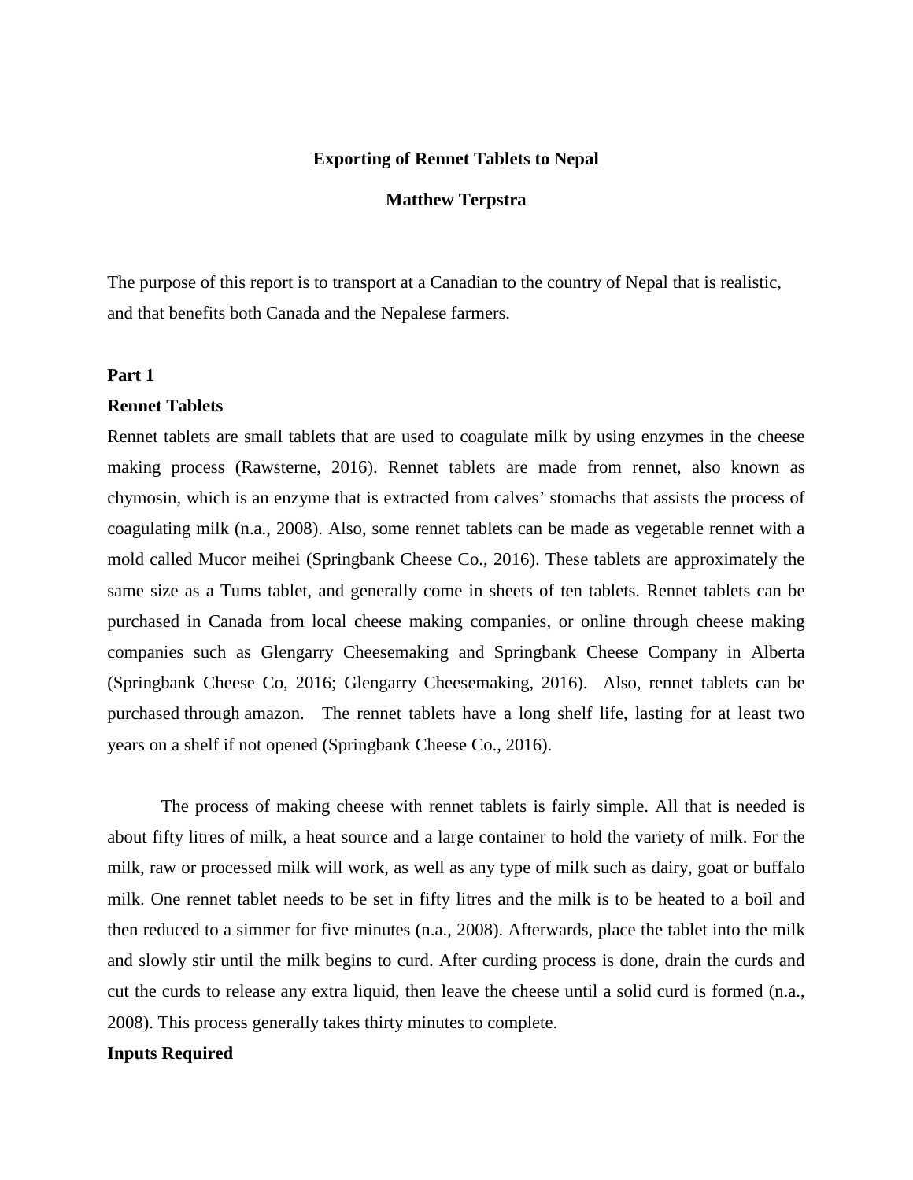# Exporting of Rennet Tablets to Nepal

**Matthew Terpstra**

The purpose of this report is to transport at a Canadian to the country of Nepal that is realistic, and that benefits both Canada and the Nepalese farmers.

## Part 1

### Rennet Tablets

Rennet tablets are small tablets that are used to coagulate milk by using enzymes in the cheese making process (Rawsterne, 2016). Rennet tablets are made from rennet, also known as chymosin, which is an enzyme that is extracted from calves' stomachs that assists the process of coagulating milk (n.a., 2008). Also, some rennet tablets can be made as vegetable rennet with a mold called Mucor meihei (Springbank Cheese Co., 2016). These tablets are approximately the same size as a Tums tablet, and generally come in sheets of ten tablets. Rennet tablets can be purchased in Canada from local cheese making companies, or online through cheese making companies such as Glengarry Cheesemaking and Springbank Cheese Company in Alberta (Springbank Cheese Co, 2016; Glengarry Cheesemaking, 2016). Also, rennet tablets can be purchased through amazon. The rennet tablets have a long shelf life, lasting for at least two years on a shelf if not opened (Springbank Cheese Co., 2016).

The process of making cheese with rennet tablets is fairly simple. All that is needed is about fifty litres of milk, a heat source and a large container to hold the variety of milk. For the milk, raw or processed milk will work, as well as any type of milk such as dairy, goat or buffalo milk. One rennet tablet needs to be set in fifty litres and the milk is to be heated to a boil and then reduced to a simmer for five minutes (n.a., 2008). Afterwards, place the tablet into the milk and slowly stir until the milk begins to curd. After curding process is done, drain the curds and cut the curds to release any extra liquid, then leave the cheese until a solid curd is formed (n.a., 2008). This process generally takes thirty minutes to complete.

### Inputs Required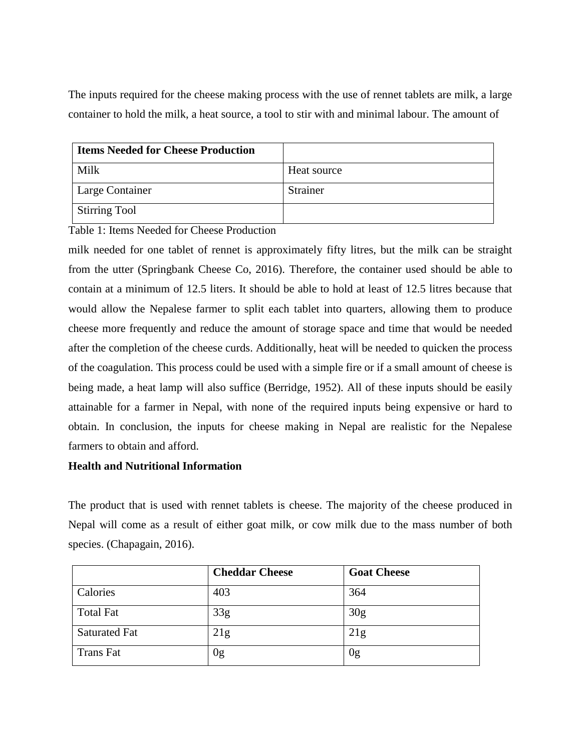The inputs required for the cheese making process with the use of rennet tablets are milk, a large container to hold the milk, a heat source, a tool to stir with and minimal labour. The amount of

| **Items Needed for Cheese Production** | |
|---|---|
| Milk | Heat source |
| Large Container | Strainer |
| Stirring Tool | |

Table 1: Items Needed for Cheese Production

milk needed for one tablet of rennet is approximately fifty litres, but the milk can be straight from the utter (Springbank Cheese Co, 2016). Therefore, the container used should be able to contain at a minimum of 12.5 liters. It should be able to hold at least of 12.5 litres because that would allow the Nepalese farmer to split each tablet into quarters, allowing them to produce cheese more frequently and reduce the amount of storage space and time that would be needed after the completion of the cheese curds. Additionally, heat will be needed to quicken the process of the coagulation. This process could be used with a simple fire or if a small amount of cheese is being made, a heat lamp will also suffice (Berridge, 1952). All of these inputs should be easily attainable for a farmer in Nepal, with none of the required inputs being expensive or hard to obtain. In conclusion, the inputs for cheese making in Nepal are realistic for the Nepalese farmers to obtain and afford.

**Health and Nutritional Information**

The product that is used with rennet tablets is cheese. The majority of the cheese produced in Nepal will come as a result of either goat milk, or cow milk due to the mass number of both species. (Chapagain, 2016).

| | **Cheddar Cheese** | **Goat Cheese** |
|---|---|---|
| Calories | 403 | 364 |
| Total Fat | 33g | 30g |
| Saturated Fat | 21g | 21g |
| Trans Fat | 0g | 0g |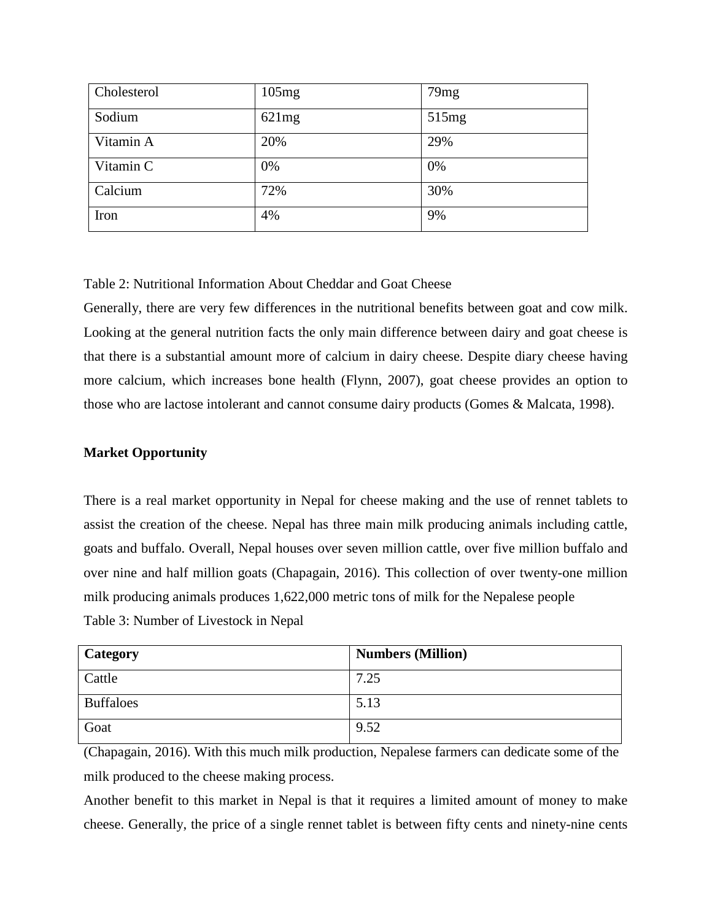| Cholesterol | 105mg | 79mg |
|---|---|---|
| Sodium | 621mg | 515mg |
| Vitamin A | 20% | 29% |
| Vitamin C | 0% | 0% |
| Calcium | 72% | 30% |
| Iron | 4% | 9% |

Table 2: Nutritional Information About Cheddar and Goat Cheese

Generally, there are very few differences in the nutritional benefits between goat and cow milk. Looking at the general nutrition facts the only main difference between dairy and goat cheese is that there is a substantial amount more of calcium in dairy cheese. Despite diary cheese having more calcium, which increases bone health (Flynn, 2007), goat cheese provides an option to those who are lactose intolerant and cannot consume dairy products (Gomes & Malcata, 1998).

**Market Opportunity**

There is a real market opportunity in Nepal for cheese making and the use of rennet tablets to assist the creation of the cheese. Nepal has three main milk producing animals including cattle, goats and buffalo. Overall, Nepal houses over seven million cattle, over five million buffalo and over nine and half million goats (Chapagain, 2016). This collection of over twenty-one million milk producing animals produces 1,622,000 metric tons of milk for the Nepalese people

Table 3: Number of Livestock in Nepal

| **Category** | **Numbers (Million)** |
|---|---|
| Cattle | 7.25 |
| Buffaloes | 5.13 |
| Goat | 9.52 |

(Chapagain, 2016). With this much milk production, Nepalese farmers can dedicate some of the milk produced to the cheese making process.

Another benefit to this market in Nepal is that it requires a limited amount of money to make cheese. Generally, the price of a single rennet tablet is between fifty cents and ninety-nine cents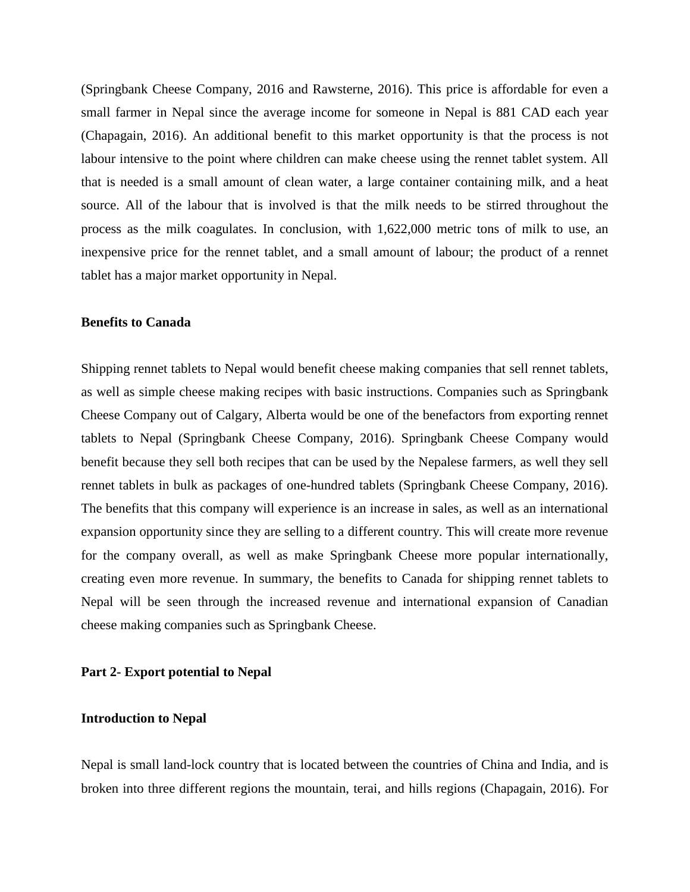(Springbank Cheese Company, 2016 and Rawsterne, 2016). This price is affordable for even a small farmer in Nepal since the average income for someone in Nepal is 881 CAD each year (Chapagain, 2016). An additional benefit to this market opportunity is that the process is not labour intensive to the point where children can make cheese using the rennet tablet system. All that is needed is a small amount of clean water, a large container containing milk, and a heat source. All of the labour that is involved is that the milk needs to be stirred throughout the process as the milk coagulates. In conclusion, with 1,622,000 metric tons of milk to use, an inexpensive price for the rennet tablet, and a small amount of labour; the product of a rennet tablet has a major market opportunity in Nepal.

**Benefits to Canada**

Shipping rennet tablets to Nepal would benefit cheese making companies that sell rennet tablets, as well as simple cheese making recipes with basic instructions. Companies such as Springbank Cheese Company out of Calgary, Alberta would be one of the benefactors from exporting rennet tablets to Nepal (Springbank Cheese Company, 2016). Springbank Cheese Company would benefit because they sell both recipes that can be used by the Nepalese farmers, as well they sell rennet tablets in bulk as packages of one-hundred tablets (Springbank Cheese Company, 2016). The benefits that this company will experience is an increase in sales, as well as an international expansion opportunity since they are selling to a different country. This will create more revenue for the company overall, as well as make Springbank Cheese more popular internationally, creating even more revenue. In summary, the benefits to Canada for shipping rennet tablets to Nepal will be seen through the increased revenue and international expansion of Canadian cheese making companies such as Springbank Cheese.

**Part 2- Export potential to Nepal**

**Introduction to Nepal**

Nepal is small land-lock country that is located between the countries of China and India, and is broken into three different regions the mountain, terai, and hills regions (Chapagain, 2016). For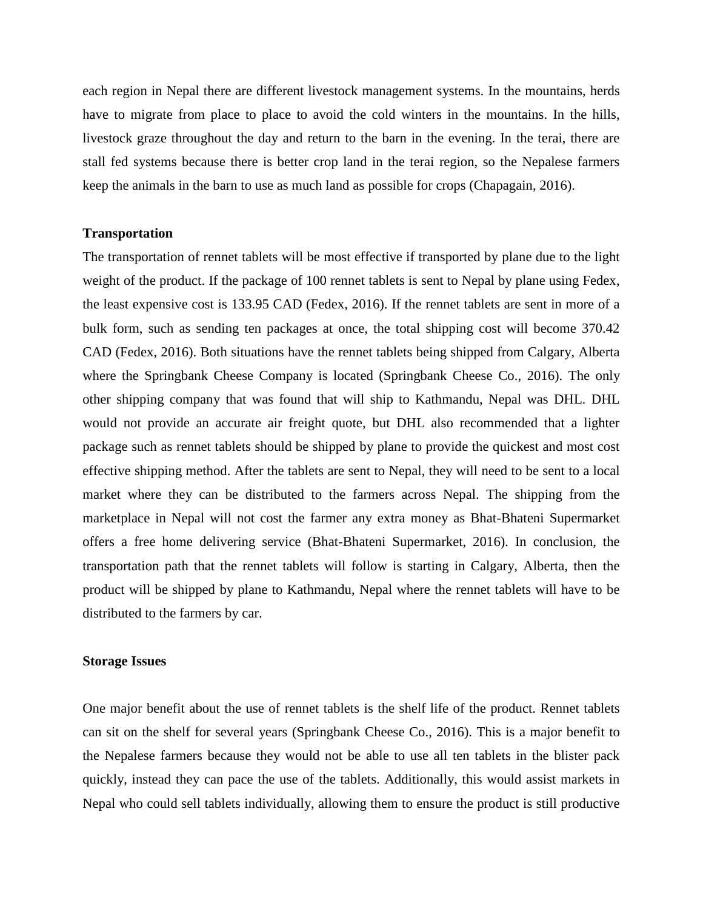each region in Nepal there are different livestock management systems. In the mountains, herds have to migrate from place to place to avoid the cold winters in the mountains. In the hills, livestock graze throughout the day and return to the barn in the evening. In the terai, there are stall fed systems because there is better crop land in the terai region, so the Nepalese farmers keep the animals in the barn to use as much land as possible for crops (Chapagain, 2016).

### Transportation

The transportation of rennet tablets will be most effective if transported by plane due to the light weight of the product. If the package of 100 rennet tablets is sent to Nepal by plane using Fedex, the least expensive cost is 133.95 CAD (Fedex, 2016). If the rennet tablets are sent in more of a bulk form, such as sending ten packages at once, the total shipping cost will become 370.42 CAD (Fedex, 2016). Both situations have the rennet tablets being shipped from Calgary, Alberta where the Springbank Cheese Company is located (Springbank Cheese Co., 2016). The only other shipping company that was found that will ship to Kathmandu, Nepal was DHL. DHL would not provide an accurate air freight quote, but DHL also recommended that a lighter package such as rennet tablets should be shipped by plane to provide the quickest and most cost effective shipping method. After the tablets are sent to Nepal, they will need to be sent to a local market where they can be distributed to the farmers across Nepal. The shipping from the marketplace in Nepal will not cost the farmer any extra money as Bhat-Bhateni Supermarket offers a free home delivering service (Bhat-Bhateni Supermarket, 2016). In conclusion, the transportation path that the rennet tablets will follow is starting in Calgary, Alberta, then the product will be shipped by plane to Kathmandu, Nepal where the rennet tablets will have to be distributed to the farmers by car.

### Storage Issues

One major benefit about the use of rennet tablets is the shelf life of the product. Rennet tablets can sit on the shelf for several years (Springbank Cheese Co., 2016). This is a major benefit to the Nepalese farmers because they would not be able to use all ten tablets in the blister pack quickly, instead they can pace the use of the tablets. Additionally, this would assist markets in Nepal who could sell tablets individually, allowing them to ensure the product is still productive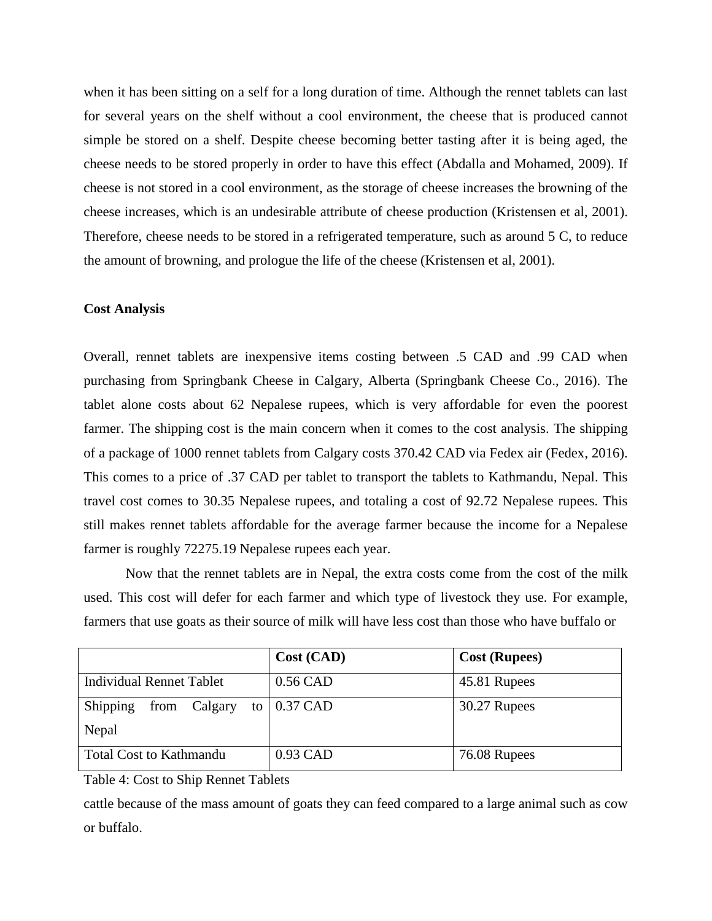when it has been sitting on a self for a long duration of time. Although the rennet tablets can last for several years on the shelf without a cool environment, the cheese that is produced cannot simple be stored on a shelf. Despite cheese becoming better tasting after it is being aged, the cheese needs to be stored properly in order to have this effect (Abdalla and Mohamed, 2009). If cheese is not stored in a cool environment, as the storage of cheese increases the browning of the cheese increases, which is an undesirable attribute of cheese production (Kristensen et al, 2001). Therefore, cheese needs to be stored in a refrigerated temperature, such as around 5 C, to reduce the amount of browning, and prologue the life of the cheese (Kristensen et al, 2001).

**Cost Analysis**

Overall, rennet tablets are inexpensive items costing between .5 CAD and .99 CAD when purchasing from Springbank Cheese in Calgary, Alberta (Springbank Cheese Co., 2016). The tablet alone costs about 62 Nepalese rupees, which is very affordable for even the poorest farmer. The shipping cost is the main concern when it comes to the cost analysis. The shipping of a package of 1000 rennet tablets from Calgary costs 370.42 CAD via Fedex air (Fedex, 2016). This comes to a price of .37 CAD per tablet to transport the tablets to Kathmandu, Nepal. This travel cost comes to 30.35 Nepalese rupees, and totaling a cost of 92.72 Nepalese rupees. This still makes rennet tablets affordable for the average farmer because the income for a Nepalese farmer is roughly 72275.19 Nepalese rupees each year.

Now that the rennet tablets are in Nepal, the extra costs come from the cost of the milk used. This cost will defer for each farmer and which type of livestock they use. For example, farmers that use goats as their source of milk will have less cost than those who have buffalo or cattle because of the mass amount of goats they can feed compared to a large animal such as cow or buffalo.

| | Cost (CAD) | Cost (Rupees) |
|---|---|---|
| Individual Rennet Tablet | 0.56 CAD | 45.81 Rupees |
| Shipping from Calgary to Nepal | 0.37 CAD | 30.27 Rupees |
| Total Cost to Kathmandu | 0.93 CAD | 76.08 Rupees |

Table 4: Cost to Ship Rennet Tablets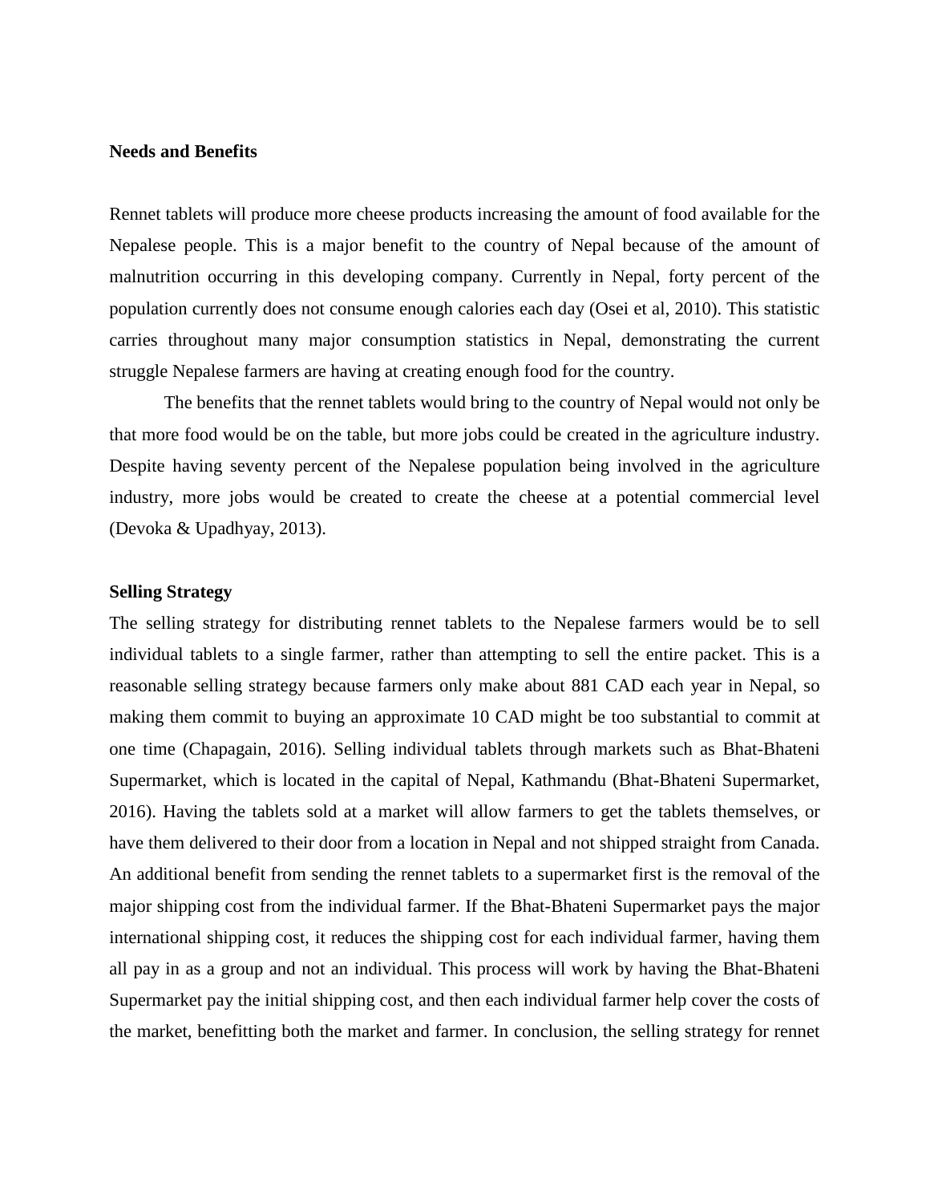**Needs and Benefits**

Rennet tablets will produce more cheese products increasing the amount of food available for the Nepalese people. This is a major benefit to the country of Nepal because of the amount of malnutrition occurring in this developing company. Currently in Nepal, forty percent of the population currently does not consume enough calories each day (Osei et al, 2010). This statistic carries throughout many major consumption statistics in Nepal, demonstrating the current struggle Nepalese farmers are having at creating enough food for the country.

The benefits that the rennet tablets would bring to the country of Nepal would not only be that more food would be on the table, but more jobs could be created in the agriculture industry. Despite having seventy percent of the Nepalese population being involved in the agriculture industry, more jobs would be created to create the cheese at a potential commercial level (Devoka & Upadhyay, 2013).

**Selling Strategy**

The selling strategy for distributing rennet tablets to the Nepalese farmers would be to sell individual tablets to a single farmer, rather than attempting to sell the entire packet. This is a reasonable selling strategy because farmers only make about 881 CAD each year in Nepal, so making them commit to buying an approximate 10 CAD might be too substantial to commit at one time (Chapagain, 2016). Selling individual tablets through markets such as Bhat-Bhateni Supermarket, which is located in the capital of Nepal, Kathmandu (Bhat-Bhateni Supermarket, 2016). Having the tablets sold at a market will allow farmers to get the tablets themselves, or have them delivered to their door from a location in Nepal and not shipped straight from Canada. An additional benefit from sending the rennet tablets to a supermarket first is the removal of the major shipping cost from the individual farmer. If the Bhat-Bhateni Supermarket pays the major international shipping cost, it reduces the shipping cost for each individual farmer, having them all pay in as a group and not an individual. This process will work by having the Bhat-Bhateni Supermarket pay the initial shipping cost, and then each individual farmer help cover the costs of the market, benefitting both the market and farmer. In conclusion, the selling strategy for rennet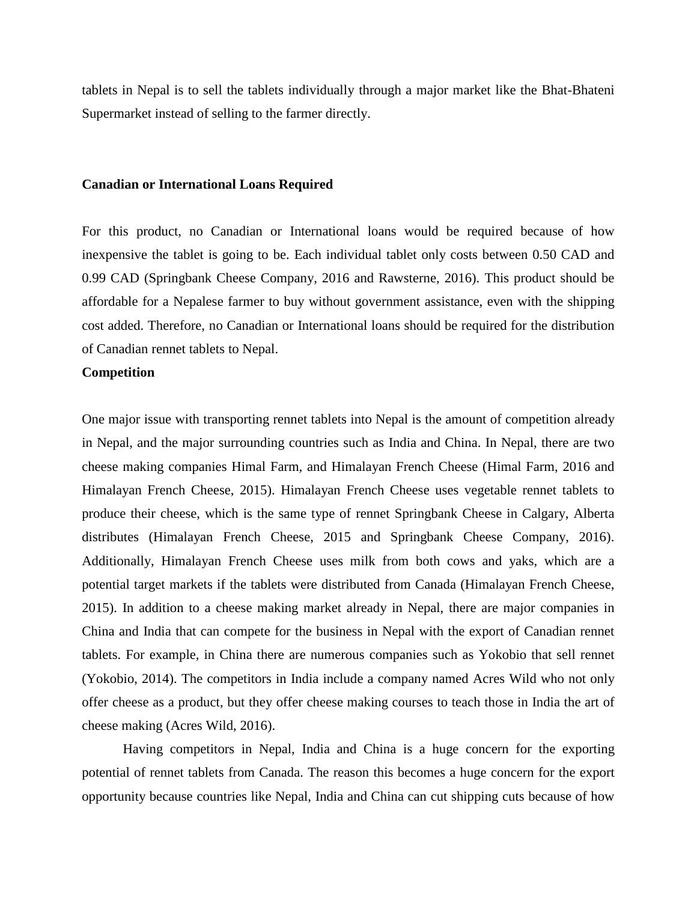tablets in Nepal is to sell the tablets individually through a major market like the Bhat-Bhateni Supermarket instead of selling to the farmer directly.

**Canadian or International Loans Required**

For this product, no Canadian or International loans would be required because of how inexpensive the tablet is going to be. Each individual tablet only costs between 0.50 CAD and 0.99 CAD (Springbank Cheese Company, 2016 and Rawsterne, 2016). This product should be affordable for a Nepalese farmer to buy without government assistance, even with the shipping cost added. Therefore, no Canadian or International loans should be required for the distribution of Canadian rennet tablets to Nepal.

**Competition**

One major issue with transporting rennet tablets into Nepal is the amount of competition already in Nepal, and the major surrounding countries such as India and China. In Nepal, there are two cheese making companies Himal Farm, and Himalayan French Cheese (Himal Farm, 2016 and Himalayan French Cheese, 2015). Himalayan French Cheese uses vegetable rennet tablets to produce their cheese, which is the same type of rennet Springbank Cheese in Calgary, Alberta distributes (Himalayan French Cheese, 2015 and Springbank Cheese Company, 2016). Additionally, Himalayan French Cheese uses milk from both cows and yaks, which are a potential target markets if the tablets were distributed from Canada (Himalayan French Cheese, 2015). In addition to a cheese making market already in Nepal, there are major companies in China and India that can compete for the business in Nepal with the export of Canadian rennet tablets. For example, in China there are numerous companies such as Yokobio that sell rennet (Yokobio, 2014). The competitors in India include a company named Acres Wild who not only offer cheese as a product, but they offer cheese making courses to teach those in India the art of cheese making (Acres Wild, 2016).

Having competitors in Nepal, India and China is a huge concern for the exporting potential of rennet tablets from Canada. The reason this becomes a huge concern for the export opportunity because countries like Nepal, India and China can cut shipping cuts because of how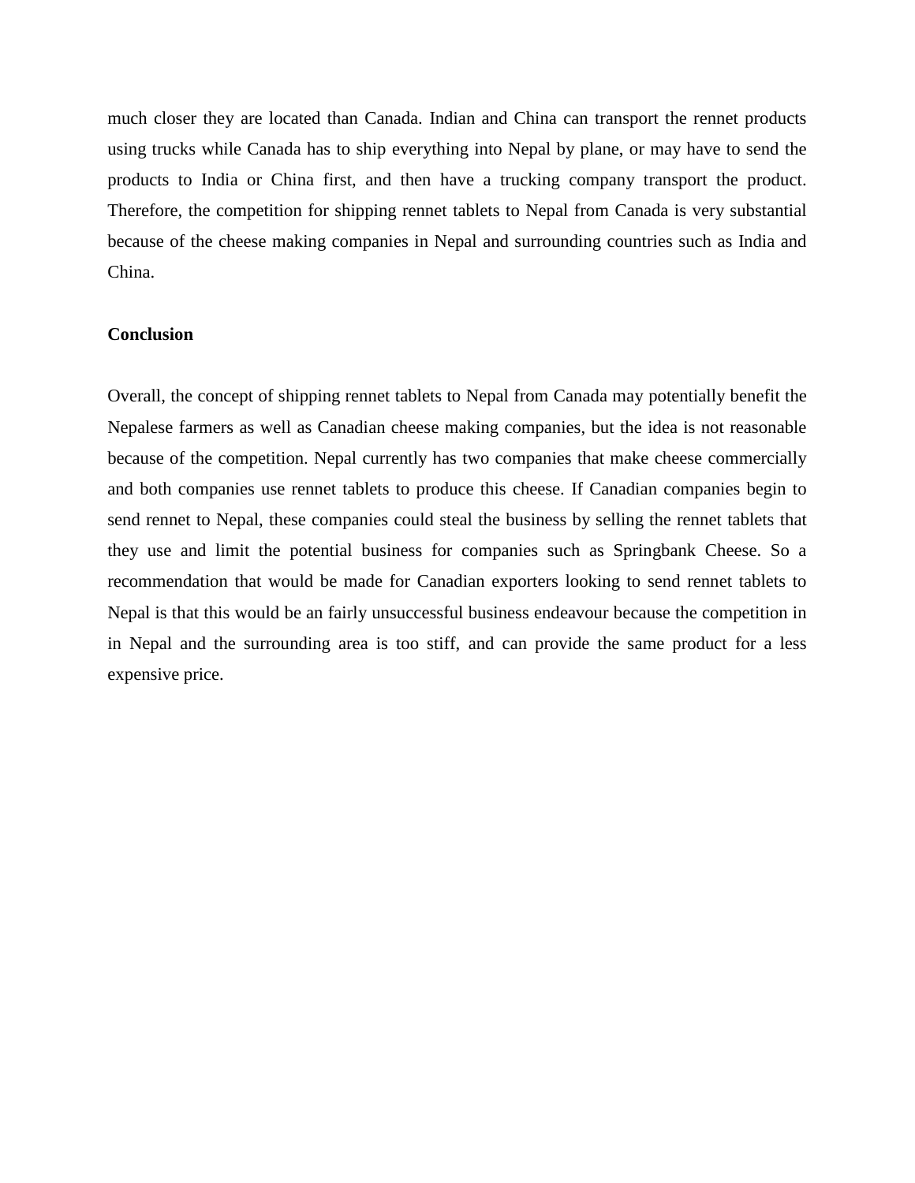much closer they are located than Canada. Indian and China can transport the rennet products using trucks while Canada has to ship everything into Nepal by plane, or may have to send the products to India or China first, and then have a trucking company transport the product. Therefore, the competition for shipping rennet tablets to Nepal from Canada is very substantial because of the cheese making companies in Nepal and surrounding countries such as India and China.

**Conclusion**

Overall, the concept of shipping rennet tablets to Nepal from Canada may potentially benefit the Nepalese farmers as well as Canadian cheese making companies, but the idea is not reasonable because of the competition. Nepal currently has two companies that make cheese commercially and both companies use rennet tablets to produce this cheese. If Canadian companies begin to send rennet to Nepal, these companies could steal the business by selling the rennet tablets that they use and limit the potential business for companies such as Springbank Cheese. So a recommendation that would be made for Canadian exporters looking to send rennet tablets to Nepal is that this would be an fairly unsuccessful business endeavour because the competition in in Nepal and the surrounding area is too stiff, and can provide the same product for a less expensive price.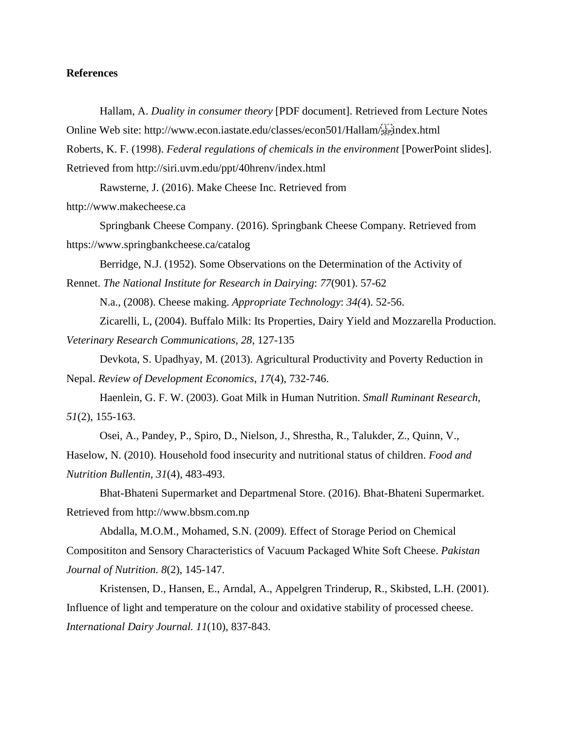**References**

Hallam, A. *Duality in consumer theory* [PDF document]. Retrieved from Lecture Notes Online Web site: http://www.econ.iastate.edu/classes/econ501/Hallam/index.html

Roberts, K. F. (1998). *Federal regulations of chemicals in the environment* [PowerPoint slides]. Retrieved from http://siri.uvm.edu/ppt/40hrenv/index.html

Rawsterne, J. (2016). Make Cheese Inc. Retrieved from http://www.makecheese.ca

Springbank Cheese Company. (2016). Springbank Cheese Company. Retrieved from https://www.springbankcheese.ca/catalog

Berridge, N.J. (1952). Some Observations on the Determination of the Activity of Rennet. *The National Institute for Research in Dairying*: *77*(901). 57-62

N.a., (2008). Cheese making. *Appropriate Technology*: *34(*4). 52-56.

Zicarelli, L, (2004). Buffalo Milk: Its Properties, Dairy Yield and Mozzarella Production. *Veterinary Research Communications, 28*, 127-135

Devkota, S. Upadhyay, M. (2013). Agricultural Productivity and Poverty Reduction in Nepal. *Review of Development Economics*, *17*(4), 732-746.

Haenlein, G. F. W. (2003). Goat Milk in Human Nutrition. *Small Ruminant Research, 51*(2), 155-163.

Osei, A., Pandey, P., Spiro, D., Nielson, J., Shrestha, R., Talukder, Z., Quinn, V., Haselow, N. (2010). Household food insecurity and nutritional status of children. *Food and Nutrition Bullentin*, *31*(4), 483-493.

Bhat-Bhateni Supermarket and Departmenal Store. (2016). Bhat-Bhateni Supermarket. Retrieved from http://www.bbsm.com.np

Abdalla, M.O.M., Mohamed, S.N. (2009). Effect of Storage Period on Chemical Compositiiton and Sensory Characteristics of Vacuum Packaged White Soft Cheese. *Pakistan Journal of Nutrition. 8*(2), 145-147.

Kristensen, D., Hansen, E., Arndal, A., Appelgren Trinderup, R., Skibsted, L.H. (2001). Influence of light and temperature on the colour and oxidative stability of processed cheese. *International Dairy Journal. 11*(10), 837-843.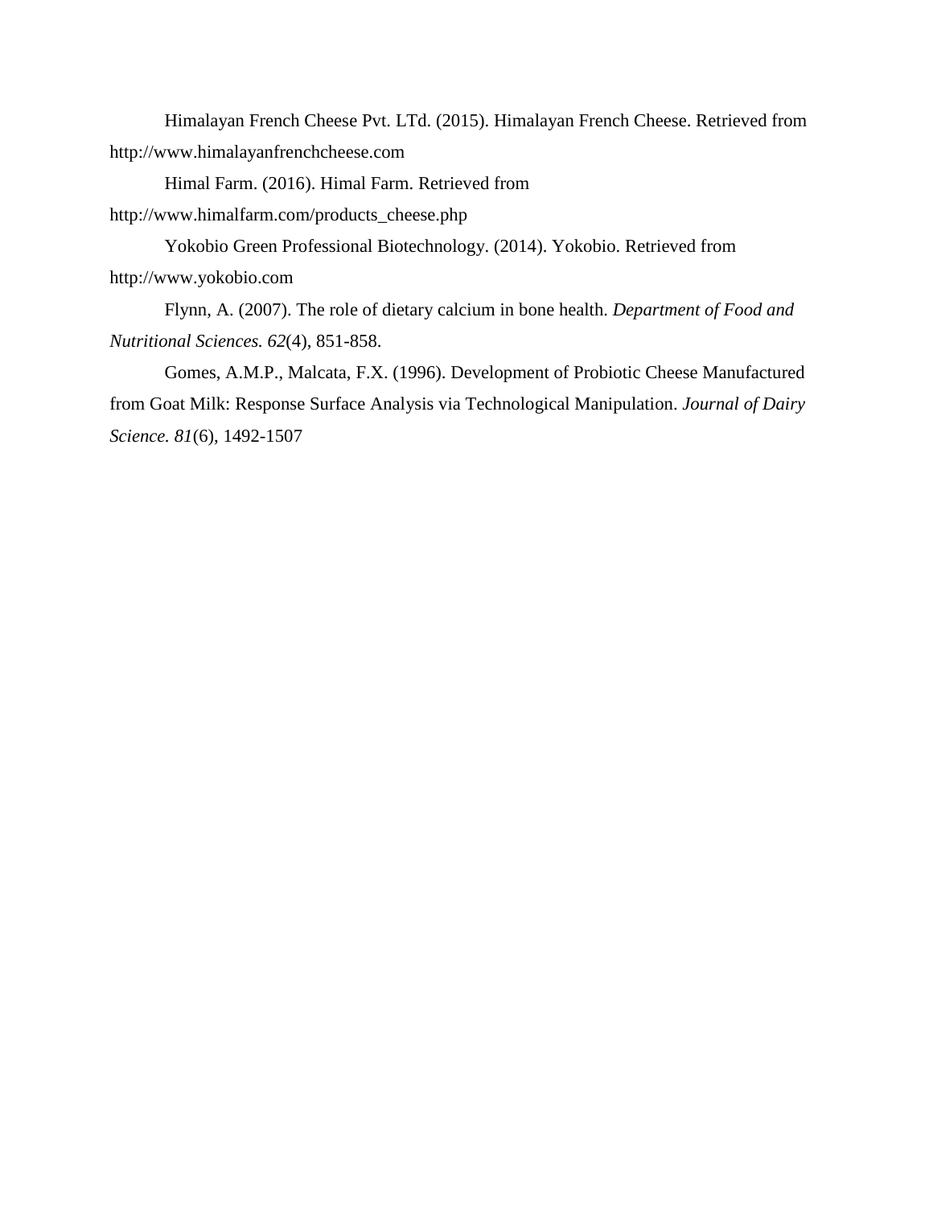Himalayan French Cheese Pvt. LTd. (2015). Himalayan French Cheese. Retrieved from http://www.himalayanfrenchcheese.com

Himal Farm. (2016). Himal Farm. Retrieved from http://www.himalfarm.com/products_cheese.php

Yokobio Green Professional Biotechnology. (2014). Yokobio. Retrieved from http://www.yokobio.com

Flynn, A. (2007). The role of dietary calcium in bone health. *Department of Food and Nutritional Sciences. 62*(4), 851-858.

Gomes, A.M.P., Malcata, F.X. (1996). Development of Probiotic Cheese Manufactured from Goat Milk: Response Surface Analysis via Technological Manipulation. *Journal of Dairy Science. 81*(6), 1492-1507